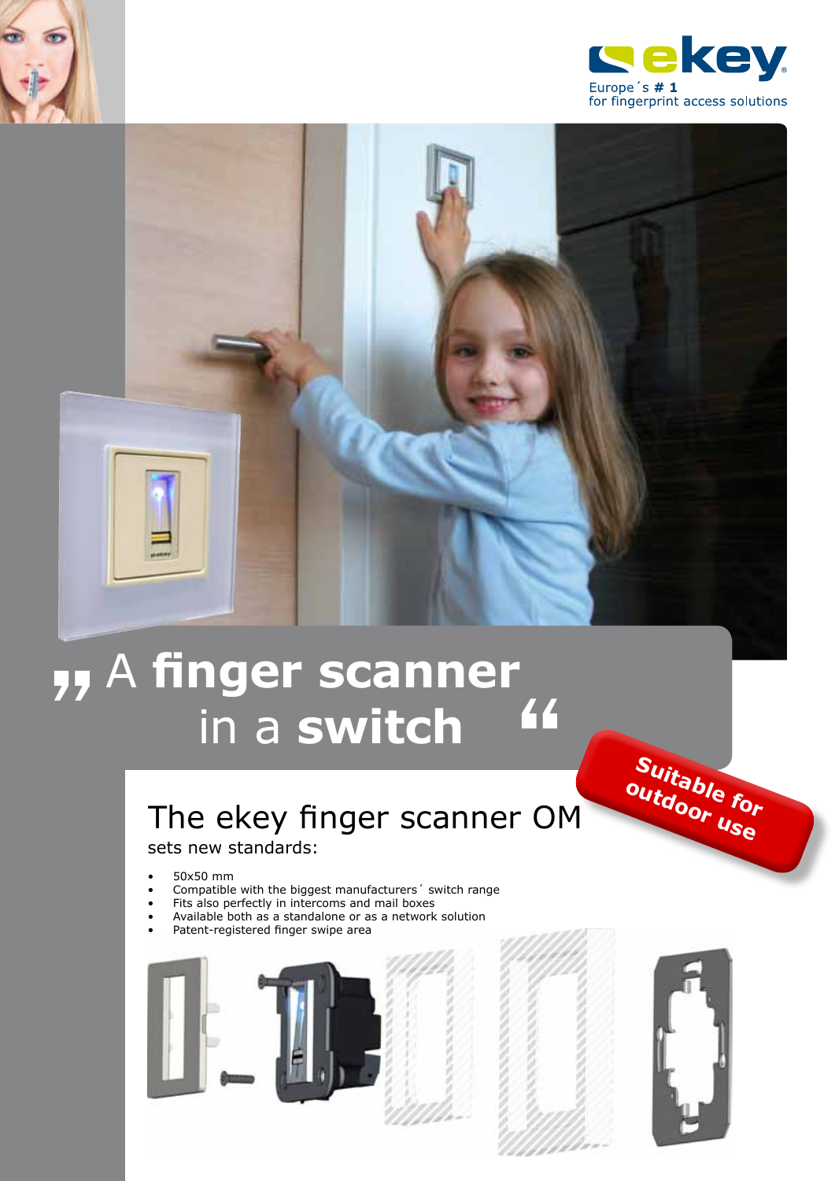ekey

Europe´s # 1
for fingerprint access solutions

# „ A **finger scanner** in a **switch** “

**Suitable for outdoor use**

## The ekey finger scanner OM

sets new standards:

- 50x50 mm
- Compatible with the biggest manufacturers´ switch range
- Fits also perfectly in intercoms and mail boxes
- Available both as a standalone or as a network solution
- Patent-registered finger swipe area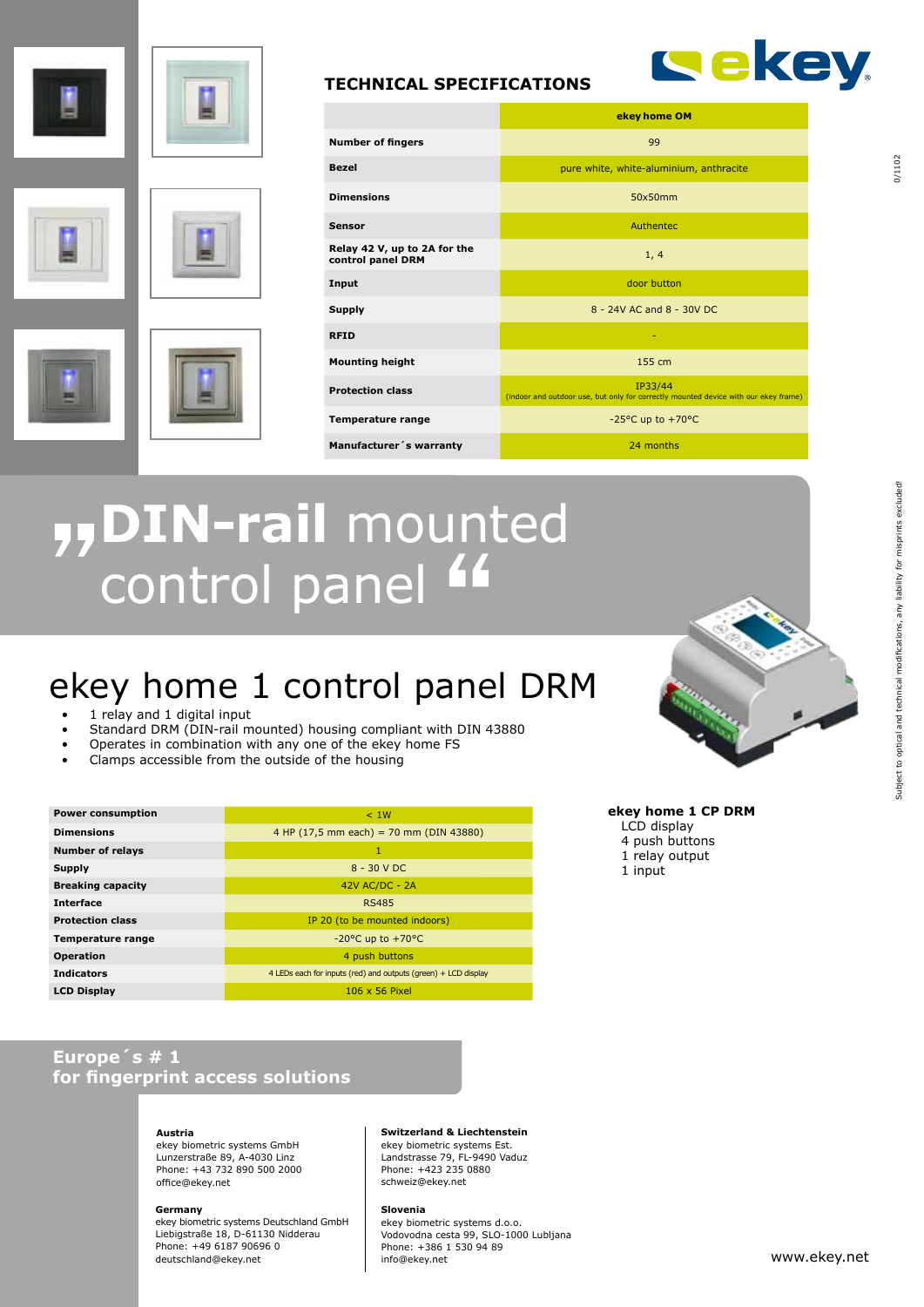## TECHNICAL SPECIFICATIONS

| | ekey home OM |
|---|---|
| **Number of fingers** | 99 |
| **Bezel** | pure white, white-aluminium, anthracite |
| **Dimensions** | 50x50mm |
| **Sensor** | Authentec |
| **Relay 42 V, up to 2A for the control panel DRM** | 1, 4 |
| **Input** | door button |
| **Supply** | 8 - 24V AC and 8 - 30V DC |
| **RFID** | - |
| **Mounting height** | 155 cm |
| **Protection class** | IP33/44 (indoor and outdoor use, but only for correctly mounted device with our ekey frame) |
| **Temperature range** | -25°C up to +70°C |
| **Manufacturer´s warranty** | 24 months |

# „**DIN-rail** mounted control panel "

## ekey home 1 control panel DRM

- 1 relay and 1 digital input
- Standard DRM (DIN-rail mounted) housing compliant with DIN 43880
- Operates in combination with any one of the ekey home FS
- Clamps accessible from the outside of the housing

| | |
|---|---|
| **Power consumption** | < 1W |
| **Dimensions** | 4 HP (17,5 mm each) = 70 mm (DIN 43880) |
| **Number of relays** | 1 |
| **Supply** | 8 - 30 V DC |
| **Breaking capacity** | 42V AC/DC - 2A |
| **Interface** | RS485 |
| **Protection class** | IP 20 (to be mounted indoors) |
| **Temperature range** | -20°C up to +70°C |
| **Operation** | 4 push buttons |
| **Indicators** | 4 LEDs each for inputs (red) and outputs (green) + LCD display |
| **LCD Display** | 106 x 56 Pixel |

**ekey home 1 CP DRM**
LCD display
4 push buttons
1 relay output
1 input

**Europe´s # 1**
**for fingerprint access solutions**

**Austria**
ekey biometric systems GmbH
Lunzerstraße 89, A-4030 Linz
Phone: +43 732 890 500 2000
office@ekey.net

**Germany**
ekey biometric systems Deutschland GmbH
Liebigstraße 18, D-61130 Nidderau
Phone: +49 6187 90696 0
deutschland@ekey.net

**Switzerland & Liechtenstein**
ekey biometric systems Est.
Landstrasse 79, FL-9490 Vaduz
Phone: +423 235 0880
schweiz@ekey.net

**Slovenia**
ekey biometric systems d.o.o.
Vodovodna cesta 99, SLO-1000 Ljubljana
Phone: +386 1 530 94 89
info@ekey.net

www.ekey.net

Subject to optical and technical modifications, any liability for misprints excluded!

0/1102